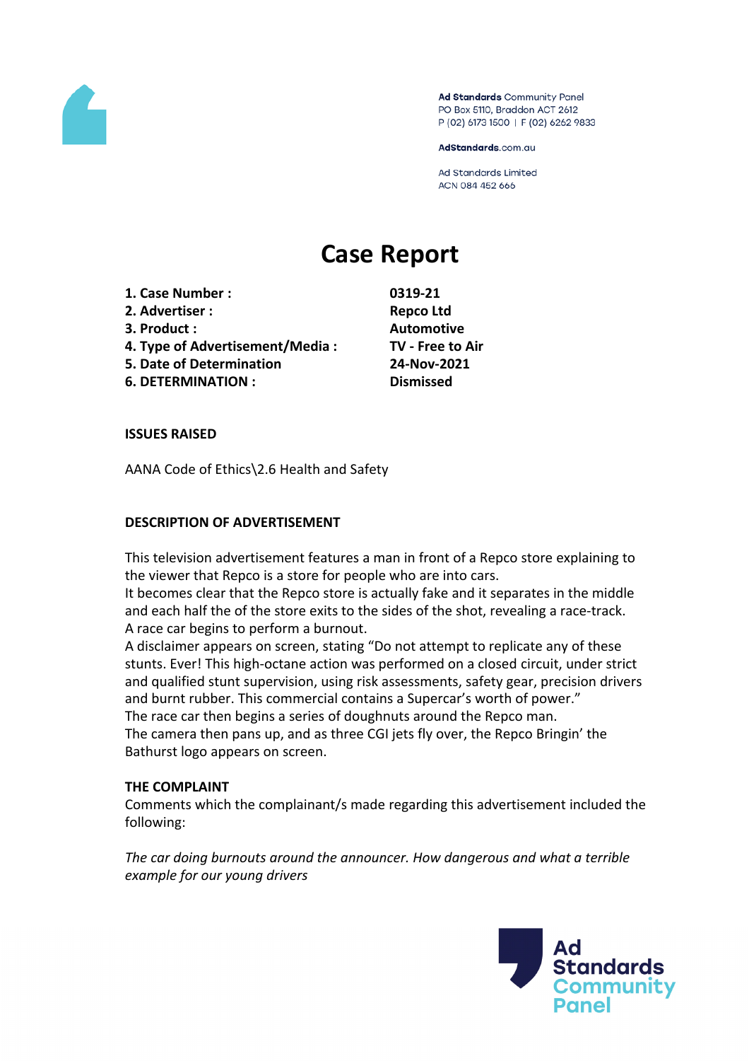Ad Standards Community Panel
PO Box 5110, Braddon ACT 2612
P (02) 6173 1500 | F (02) 6262 9833

AdStandards.com.au

Ad Standards Limited
ACN 084 452 666

# Case Report

| | |
|---|---|
| **1. Case Number :** | **0319-21** |
| **2. Advertiser :** | **Repco Ltd** |
| **3. Product :** | **Automotive** |
| **4. Type of Advertisement/Media :** | **TV - Free to Air** |
| **5. Date of Determination** | **24-Nov-2021** |
| **6. DETERMINATION :** | **Dismissed** |

**ISSUES RAISED**

AANA Code of Ethics\2.6 Health and Safety

**DESCRIPTION OF ADVERTISEMENT**

This television advertisement features a man in front of a Repco store explaining to the viewer that Repco is a store for people who are into cars.
It becomes clear that the Repco store is actually fake and it separates in the middle and each half the of the store exits to the sides of the shot, revealing a race-track.
A race car begins to perform a burnout.
A disclaimer appears on screen, stating "Do not attempt to replicate any of these stunts. Ever! This high-octane action was performed on a closed circuit, under strict and qualified stunt supervision, using risk assessments, safety gear, precision drivers and burnt rubber. This commercial contains a Supercar's worth of power."
The race car then begins a series of doughnuts around the Repco man.
The camera then pans up, and as three CGI jets fly over, the Repco Bringin' the Bathurst logo appears on screen.

**THE COMPLAINT**

Comments which the complainant/s made regarding this advertisement included the following:

*The car doing burnouts around the announcer. How dangerous and what a terrible example for our young drivers*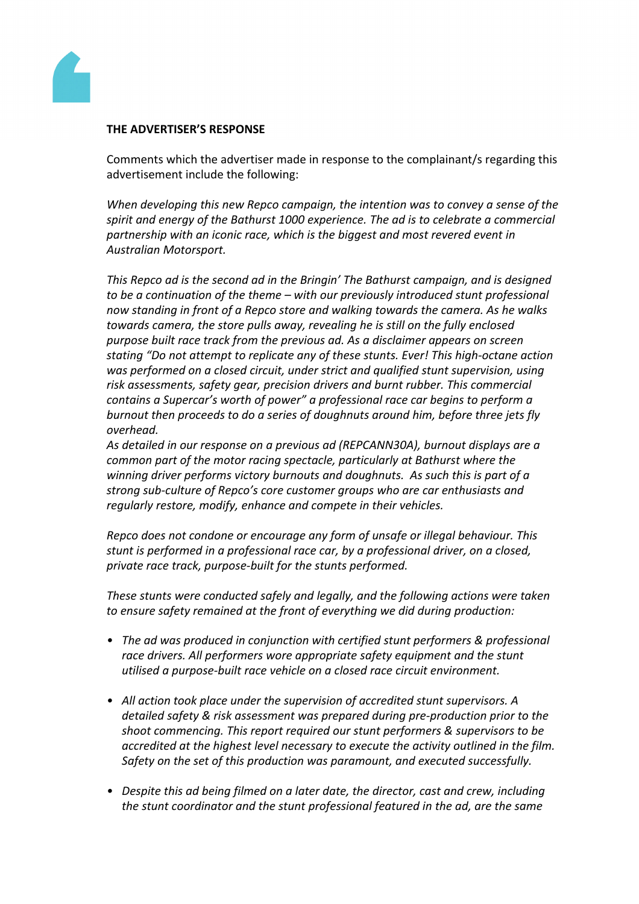**THE ADVERTISER'S RESPONSE**

Comments which the advertiser made in response to the complainant/s regarding this advertisement include the following:

*When developing this new Repco campaign, the intention was to convey a sense of the spirit and energy of the Bathurst 1000 experience. The ad is to celebrate a commercial partnership with an iconic race, which is the biggest and most revered event in Australian Motorsport.*

*This Repco ad is the second ad in the Bringin' The Bathurst campaign, and is designed to be a continuation of the theme – with our previously introduced stunt professional now standing in front of a Repco store and walking towards the camera. As he walks towards camera, the store pulls away, revealing he is still on the fully enclosed purpose built race track from the previous ad. As a disclaimer appears on screen stating "Do not attempt to replicate any of these stunts. Ever! This high-octane action was performed on a closed circuit, under strict and qualified stunt supervision, using risk assessments, safety gear, precision drivers and burnt rubber. This commercial contains a Supercar's worth of power" a professional race car begins to perform a burnout then proceeds to do a series of doughnuts around him, before three jets fly overhead.*

*As detailed in our response on a previous ad (REPCANN30A), burnout displays are a common part of the motor racing spectacle, particularly at Bathurst where the winning driver performs victory burnouts and doughnuts. As such this is part of a strong sub-culture of Repco's core customer groups who are car enthusiasts and regularly restore, modify, enhance and compete in their vehicles.*

*Repco does not condone or encourage any form of unsafe or illegal behaviour. This stunt is performed in a professional race car, by a professional driver, on a closed, private race track, purpose-built for the stunts performed.*

*These stunts were conducted safely and legally, and the following actions were taken to ensure safety remained at the front of everything we did during production:*

- *The ad was produced in conjunction with certified stunt performers & professional race drivers. All performers wore appropriate safety equipment and the stunt utilised a purpose-built race vehicle on a closed race circuit environment.*
- *All action took place under the supervision of accredited stunt supervisors. A detailed safety & risk assessment was prepared during pre-production prior to the shoot commencing. This report required our stunt performers & supervisors to be accredited at the highest level necessary to execute the activity outlined in the film. Safety on the set of this production was paramount, and executed successfully.*
- *Despite this ad being filmed on a later date, the director, cast and crew, including the stunt coordinator and the stunt professional featured in the ad, are the same*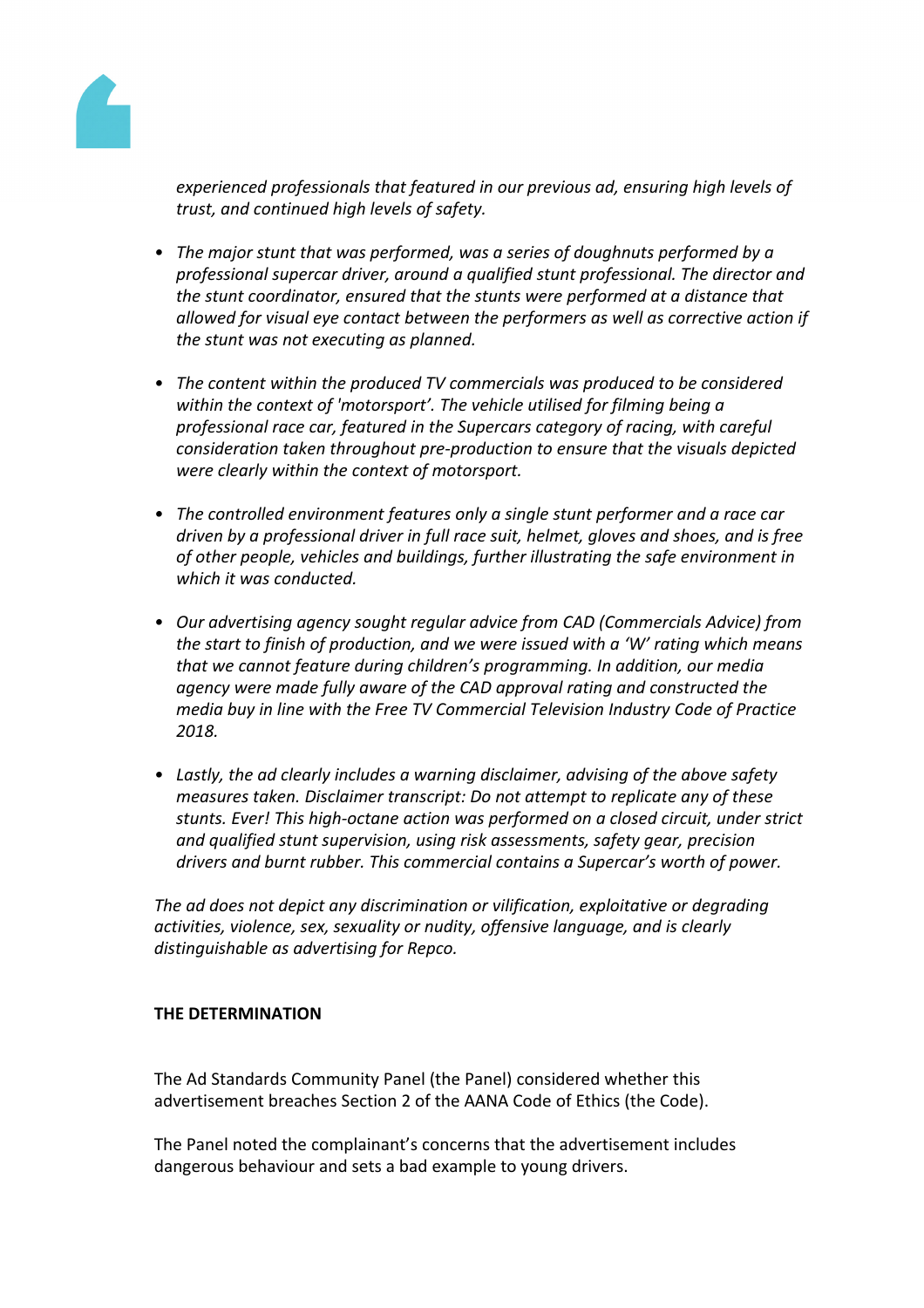*experienced professionals that featured in our previous ad, ensuring high levels of trust, and continued high levels of safety.*

- *The major stunt that was performed, was a series of doughnuts performed by a professional supercar driver, around a qualified stunt professional. The director and the stunt coordinator, ensured that the stunts were performed at a distance that allowed for visual eye contact between the performers as well as corrective action if the stunt was not executing as planned.*

- *The content within the produced TV commercials was produced to be considered within the context of 'motorsport'. The vehicle utilised for filming being a professional race car, featured in the Supercars category of racing, with careful consideration taken throughout pre-production to ensure that the visuals depicted were clearly within the context of motorsport.*

- *The controlled environment features only a single stunt performer and a race car driven by a professional driver in full race suit, helmet, gloves and shoes, and is free of other people, vehicles and buildings, further illustrating the safe environment in which it was conducted.*

- *Our advertising agency sought regular advice from CAD (Commercials Advice) from the start to finish of production, and we were issued with a 'W' rating which means that we cannot feature during children's programming. In addition, our media agency were made fully aware of the CAD approval rating and constructed the media buy in line with the Free TV Commercial Television Industry Code of Practice 2018.*

- *Lastly, the ad clearly includes a warning disclaimer, advising of the above safety measures taken. Disclaimer transcript: Do not attempt to replicate any of these stunts. Ever! This high-octane action was performed on a closed circuit, under strict and qualified stunt supervision, using risk assessments, safety gear, precision drivers and burnt rubber. This commercial contains a Supercar's worth of power.*

*The ad does not depict any discrimination or vilification, exploitative or degrading activities, violence, sex, sexuality or nudity, offensive language, and is clearly distinguishable as advertising for Repco.*

**THE DETERMINATION**

The Ad Standards Community Panel (the Panel) considered whether this advertisement breaches Section 2 of the AANA Code of Ethics (the Code).

The Panel noted the complainant's concerns that the advertisement includes dangerous behaviour and sets a bad example to young drivers.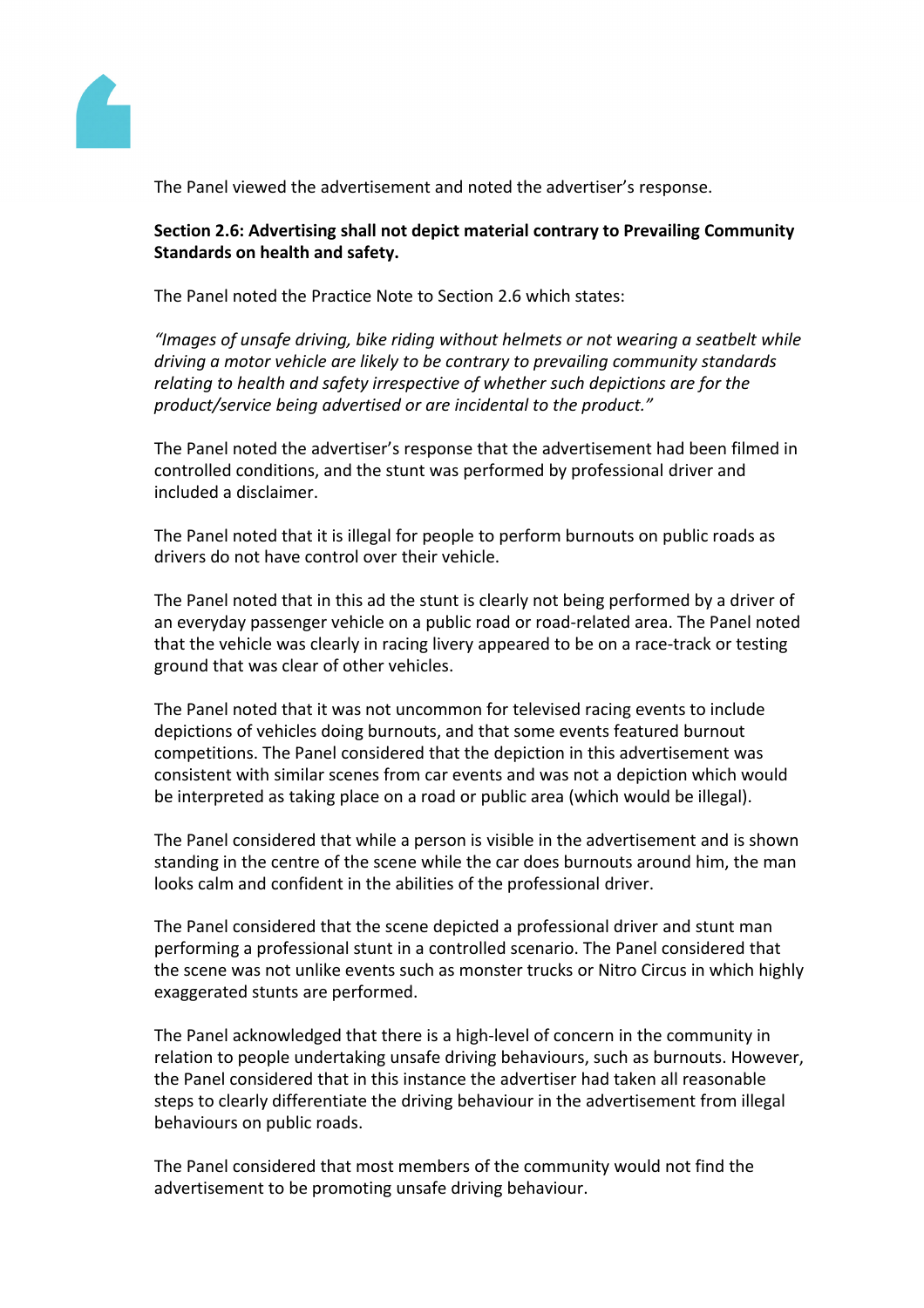The Panel viewed the advertisement and noted the advertiser's response.

**Section 2.6: Advertising shall not depict material contrary to Prevailing Community Standards on health and safety.**

The Panel noted the Practice Note to Section 2.6 which states:

*"Images of unsafe driving, bike riding without helmets or not wearing a seatbelt while driving a motor vehicle are likely to be contrary to prevailing community standards relating to health and safety irrespective of whether such depictions are for the product/service being advertised or are incidental to the product."*

The Panel noted the advertiser's response that the advertisement had been filmed in controlled conditions, and the stunt was performed by professional driver and included a disclaimer.

The Panel noted that it is illegal for people to perform burnouts on public roads as drivers do not have control over their vehicle.

The Panel noted that in this ad the stunt is clearly not being performed by a driver of an everyday passenger vehicle on a public road or road-related area. The Panel noted that the vehicle was clearly in racing livery appeared to be on a race-track or testing ground that was clear of other vehicles.

The Panel noted that it was not uncommon for televised racing events to include depictions of vehicles doing burnouts, and that some events featured burnout competitions. The Panel considered that the depiction in this advertisement was consistent with similar scenes from car events and was not a depiction which would be interpreted as taking place on a road or public area (which would be illegal).

The Panel considered that while a person is visible in the advertisement and is shown standing in the centre of the scene while the car does burnouts around him, the man looks calm and confident in the abilities of the professional driver.

The Panel considered that the scene depicted a professional driver and stunt man performing a professional stunt in a controlled scenario. The Panel considered that the scene was not unlike events such as monster trucks or Nitro Circus in which highly exaggerated stunts are performed.

The Panel acknowledged that there is a high-level of concern in the community in relation to people undertaking unsafe driving behaviours, such as burnouts. However, the Panel considered that in this instance the advertiser had taken all reasonable steps to clearly differentiate the driving behaviour in the advertisement from illegal behaviours on public roads.

The Panel considered that most members of the community would not find the advertisement to be promoting unsafe driving behaviour.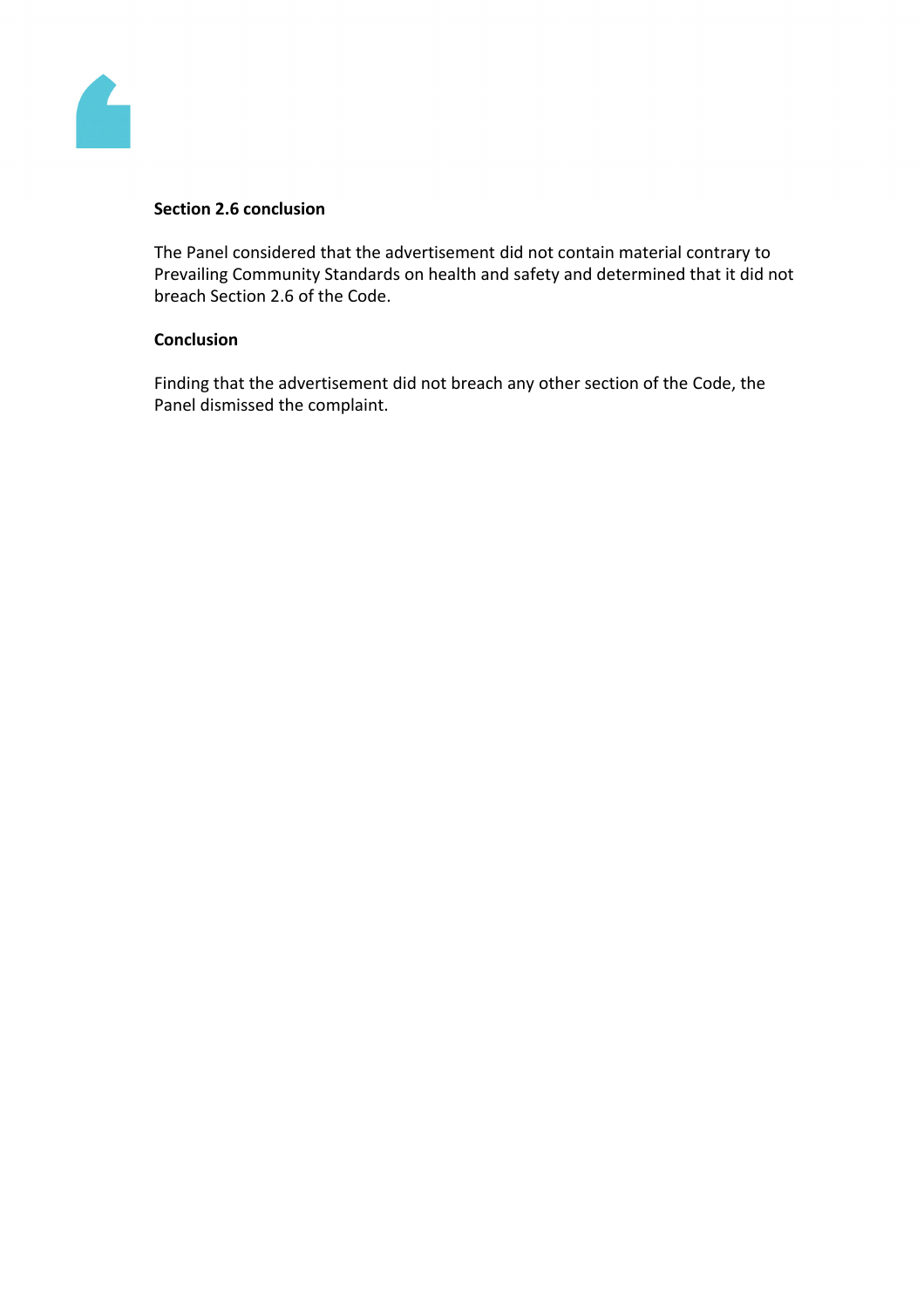**Section 2.6 conclusion**

The Panel considered that the advertisement did not contain material contrary to Prevailing Community Standards on health and safety and determined that it did not breach Section 2.6 of the Code.

**Conclusion**

Finding that the advertisement did not breach any other section of the Code, the Panel dismissed the complaint.